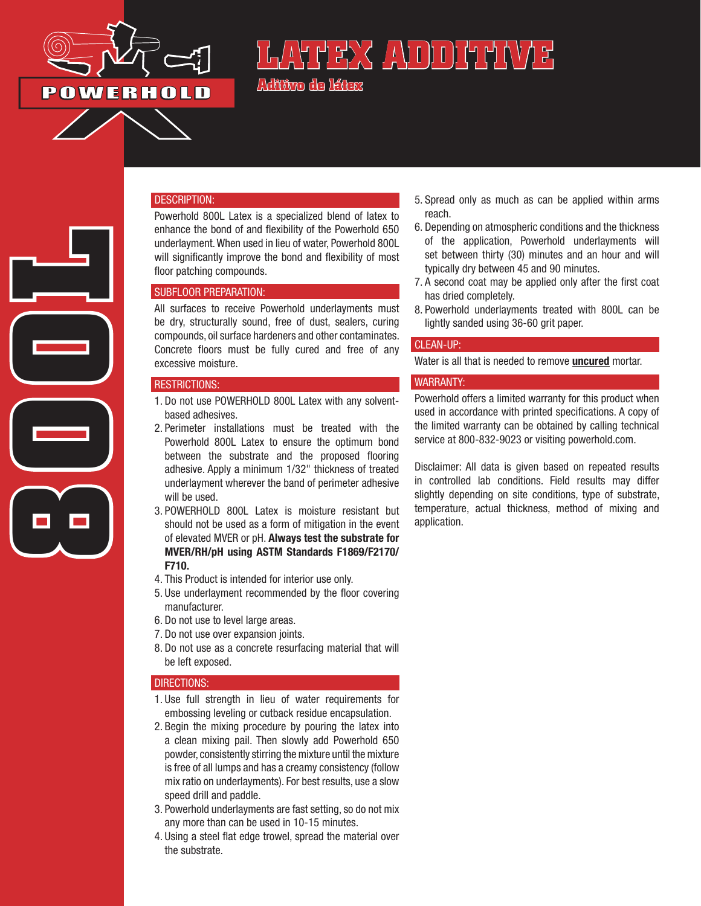POWERHOLD

# LATEX ADDITIVE

Aditivo de látex

800L

## DESCRIPTION:

Powerhold 800L Latex is a specialized blend of latex to enhance the bond of and flexibility of the Powerhold 650 underlayment. When used in lieu of water, Powerhold 800L will significantly improve the bond and flexibility of most floor patching compounds.

## SUBFLOOR PREPARATION:

All surfaces to receive Powerhold underlayments must be dry, structurally sound, free of dust, sealers, curing compounds, oil surface hardeners and other contaminates. Concrete floors must be fully cured and free of any excessive moisture.

## RESTRICTIONS:

1. Do not use POWERHOLD 800L Latex with any solvent-based adhesives.
2. Perimeter installations must be treated with the Powerhold 800L Latex to ensure the optimum bond between the substrate and the proposed flooring adhesive. Apply a minimum 1/32" thickness of treated underlayment wherever the band of perimeter adhesive will be used.
3. POWERHOLD 800L Latex is moisture resistant but should not be used as a form of mitigation in the event of elevated MVER or pH. **Always test the substrate for MVER/RH/pH using ASTM Standards F1869/F2170/F710.**
4. This Product is intended for interior use only.
5. Use underlayment recommended by the floor covering manufacturer.
6. Do not use to level large areas.
7. Do not use over expansion joints.
8. Do not use as a concrete resurfacing material that will be left exposed.

## DIRECTIONS:

1. Use full strength in lieu of water requirements for embossing leveling or cutback residue encapsulation.
2. Begin the mixing procedure by pouring the latex into a clean mixing pail. Then slowly add Powerhold 650 powder, consistently stirring the mixture until the mixture is free of all lumps and has a creamy consistency (follow mix ratio on underlayments). For best results, use a slow speed drill and paddle.
3. Powerhold underlayments are fast setting, so do not mix any more than can be used in 10-15 minutes.
4. Using a steel flat edge trowel, spread the material over the substrate.
5. Spread only as much as can be applied within arms reach.
6. Depending on atmospheric conditions and the thickness of the application, Powerhold underlayments will set between thirty (30) minutes and an hour and will typically dry between 45 and 90 minutes.
7. A second coat may be applied only after the first coat has dried completely.
8. Powerhold underlayments treated with 800L can be lightly sanded using 36-60 grit paper.

## CLEAN-UP:

Water is all that is needed to remove **uncured** mortar.

## WARRANTY:

Powerhold offers a limited warranty for this product when used in accordance with printed specifications. A copy of the limited warranty can be obtained by calling technical service at 800-832-9023 or visiting powerhold.com.

Disclaimer: All data is given based on repeated results in controlled lab conditions. Field results may differ slightly depending on site conditions, type of substrate, temperature, actual thickness, method of mixing and application.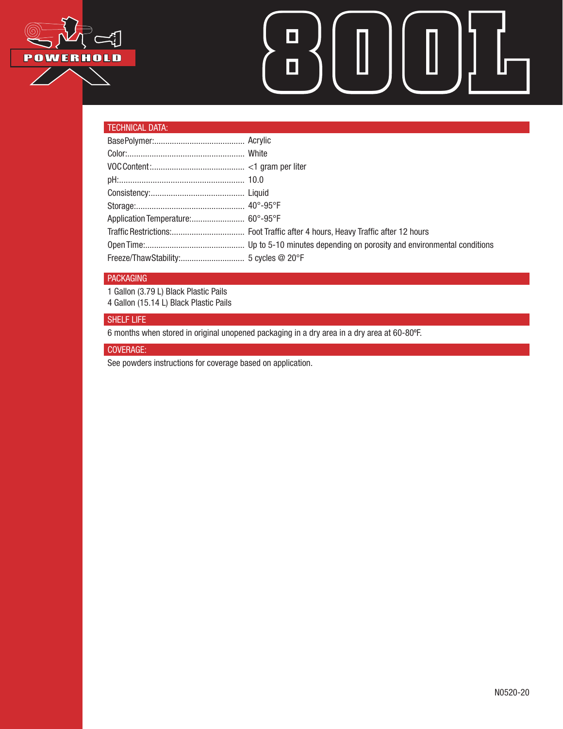# 800L

## TECHNICAL DATA:

| | |
|---|---|
| Base Polymer: | Acrylic |
| Color: | White |
| VOC Content: | <1 gram per liter |
| pH: | 10.0 |
| Consistency: | Liquid |
| Storage: | 40°-95°F |
| Application Temperature: | 60°-95°F |
| Traffic Restrictions: | Foot Traffic after 4 hours, Heavy Traffic after 12 hours |
| Open Time: | Up to 5-10 minutes depending on porosity and environmental conditions |
| Freeze/Thaw Stability: | 5 cycles @ 20°F |

## PACKAGING

1 Gallon (3.79 L) Black Plastic Pails
4 Gallon (15.14 L) Black Plastic Pails

## SHELF LIFE

6 months when stored in original unopened packaging in a dry area in a dry area at 60-80ºF.

## COVERAGE:

See powders instructions for coverage based on application.

N0520-20